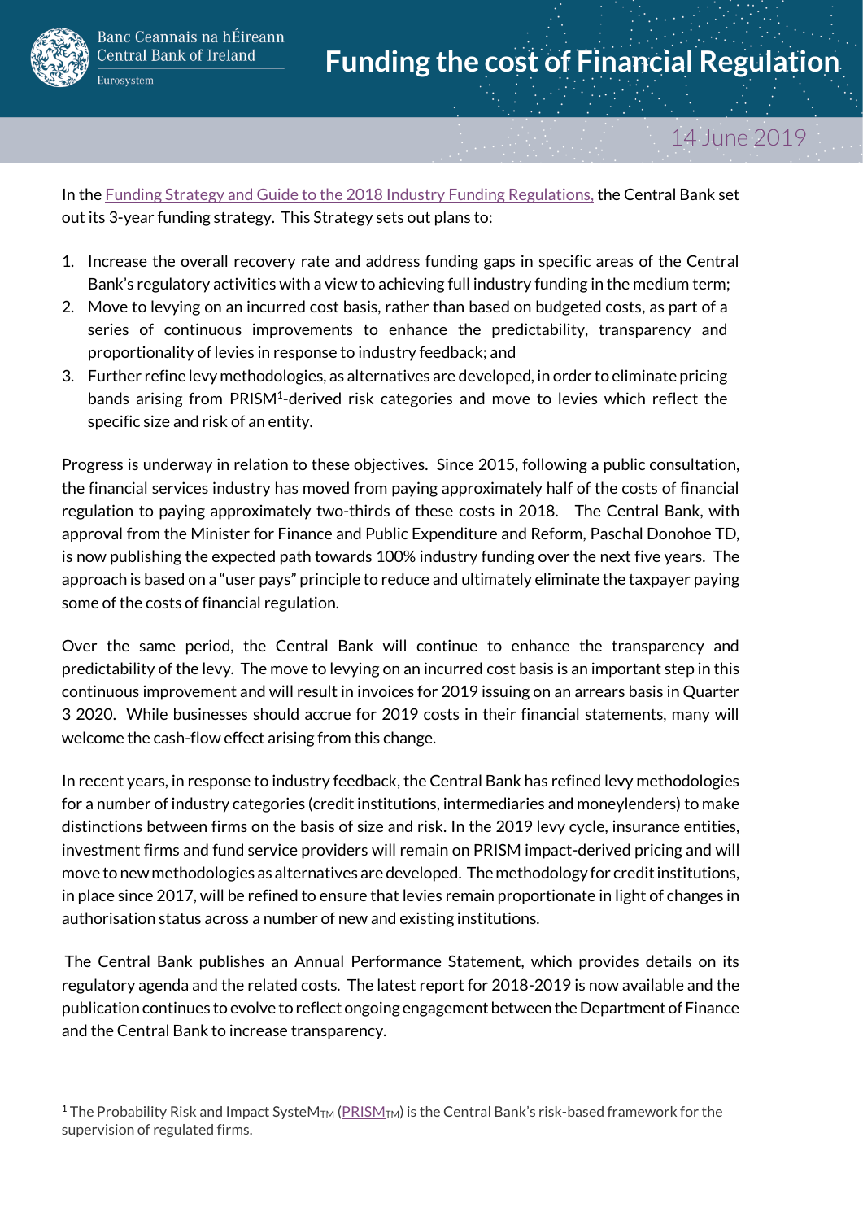Banc Ceannais na hÉireann
Central Bank of Ireland
Eurosystem

# Funding the cost of Financial Regulation

14 June 2019

In the Funding Strategy and Guide to the 2018 Industry Funding Regulations, the Central Bank set out its 3-year funding strategy. This Strategy sets out plans to:

1. Increase the overall recovery rate and address funding gaps in specific areas of the Central Bank's regulatory activities with a view to achieving full industry funding in the medium term;
2. Move to levying on an incurred cost basis, rather than based on budgeted costs, as part of a series of continuous improvements to enhance the predictability, transparency and proportionality of levies in response to industry feedback; and
3. Further refine levy methodologies, as alternatives are developed, in order to eliminate pricing bands arising from PRISM[1]-derived risk categories and move to levies which reflect the specific size and risk of an entity.

Progress is underway in relation to these objectives. Since 2015, following a public consultation, the financial services industry has moved from paying approximately half of the costs of financial regulation to paying approximately two-thirds of these costs in 2018. The Central Bank, with approval from the Minister for Finance and Public Expenditure and Reform, Paschal Donohoe TD, is now publishing the expected path towards 100% industry funding over the next five years. The approach is based on a "user pays" principle to reduce and ultimately eliminate the taxpayer paying some of the costs of financial regulation.

Over the same period, the Central Bank will continue to enhance the transparency and predictability of the levy. The move to levying on an incurred cost basis is an important step in this continuous improvement and will result in invoices for 2019 issuing on an arrears basis in Quarter 3 2020. While businesses should accrue for 2019 costs in their financial statements, many will welcome the cash-flow effect arising from this change.

In recent years, in response to industry feedback, the Central Bank has refined levy methodologies for a number of industry categories (credit institutions, intermediaries and moneylenders) to make distinctions between firms on the basis of size and risk. In the 2019 levy cycle, insurance entities, investment firms and fund service providers will remain on PRISM impact-derived pricing and will move to new methodologies as alternatives are developed. The methodology for credit institutions, in place since 2017, will be refined to ensure that levies remain proportionate in light of changes in authorisation status across a number of new and existing institutions.

The Central Bank publishes an Annual Performance Statement, which provides details on its regulatory agenda and the related costs. The latest report for 2018-2019 is now available and the publication continues to evolve to reflect ongoing engagement between the Department of Finance and the Central Bank to increase transparency.

---

[1] The Probability Risk and Impact SysteM™ (PRISM™) is the Central Bank's risk-based framework for the supervision of regulated firms.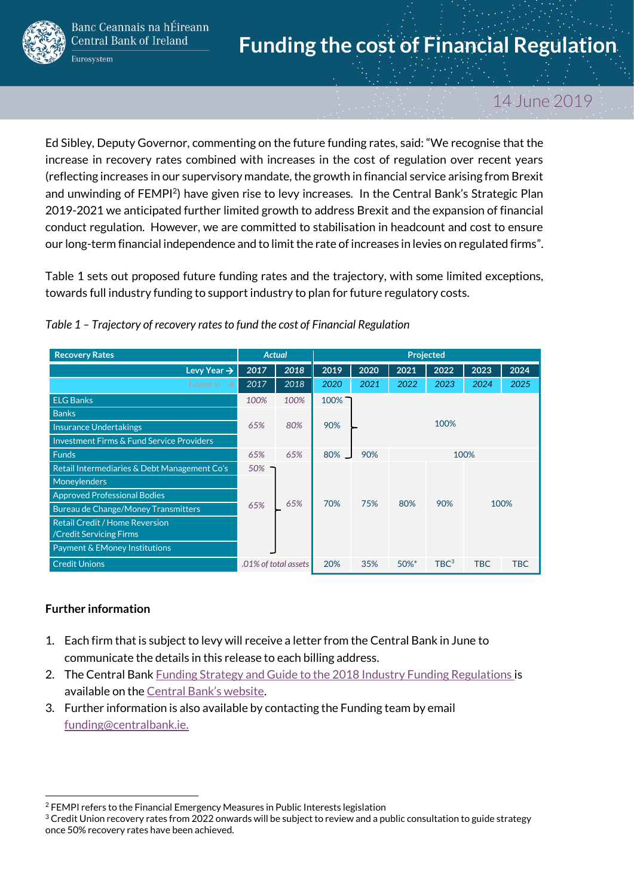Ed Sibley, Deputy Governor, commenting on the future funding rates, said: "We recognise that the increase in recovery rates combined with increases in the cost of regulation over recent years (reflecting increases in our supervisory mandate, the growth in financial service arising from Brexit and unwinding of FEMPI[2]) have given rise to levy increases. In the Central Bank's Strategic Plan 2019-2021 we anticipated further limited growth to address Brexit and the expansion of financial conduct regulation. However, we are committed to stabilisation in headcount and cost to ensure our long-term financial independence and to limit the rate of increases in levies on regulated firms".

Table 1 sets out proposed future funding rates and the trajectory, with some limited exceptions, towards full industry funding to support industry to plan for future regulatory costs.

*Table 1 – Trajectory of recovery rates to fund the cost of Financial Regulation*

| Recovery Rates | *Actual* | | Projected | | | | | |
|---|---|---|---|---|---|---|---|---|
| Levy Year → | *2017* | *2018* | 2019 | 2020 | 2021 | 2022 | 2023 | 2024 |
| Levied in → | *2017* | *2018* | *2020* | *2021* | *2022* | *2023* | *2024* | *2025* |
| ELG Banks | *100%* | *100%* | 100% | 100% | 100% | 100% | 100% | 100% |
| Banks | *65%* | *80%* | 90% | 100% | 100% | 100% | 100% | 100% |
| Insurance Undertakings | *65%* | *80%* | 90% | 100% | 100% | 100% | 100% | 100% |
| Investment Firms & Fund Service Providers | *65%* | *80%* | 90% | 100% | 100% | 100% | 100% | 100% |
| Funds | *65%* | *65%* | 80% | 90% | 100% | 100% | 100% | 100% |
| Retail Intermediaries & Debt Management Co's | *50%* | *65%* | 70% | 75% | 80% | 90% | 100% | 100% |
| Moneylenders | *65%* | *65%* | 70% | 75% | 80% | 90% | 100% | 100% |
| Approved Professional Bodies | *65%* | *65%* | 70% | 75% | 80% | 90% | 100% | 100% |
| Bureau de Change/Money Transmitters | *65%* | *65%* | 70% | 75% | 80% | 90% | 100% | 100% |
| Retail Credit / Home Reversion /Credit Servicing Firms | *65%* | *65%* | 70% | 75% | 80% | 90% | 100% | 100% |
| Payment & EMoney Institutions | *65%* | *65%* | 70% | 75% | 80% | 90% | 100% | 100% |
| Credit Unions | *.01% of total assets* | | 20% | 35% | 50%* | TBC[3] | TBC | TBC |

## Further information

1. Each firm that is subject to levy will receive a letter from the Central Bank in June to communicate the details in this release to each billing address.
2. The Central Bank Funding Strategy and Guide to the 2018 Industry Funding Regulations is available on the Central Bank's website.
3. Further information is also available by contacting the Funding team by email funding@centralbank.ie.

[2] FEMPI refers to the Financial Emergency Measures in Public Interests legislation

[3] Credit Union recovery rates from 2022 onwards will be subject to review and a public consultation to guide strategy once 50% recovery rates have been achieved.